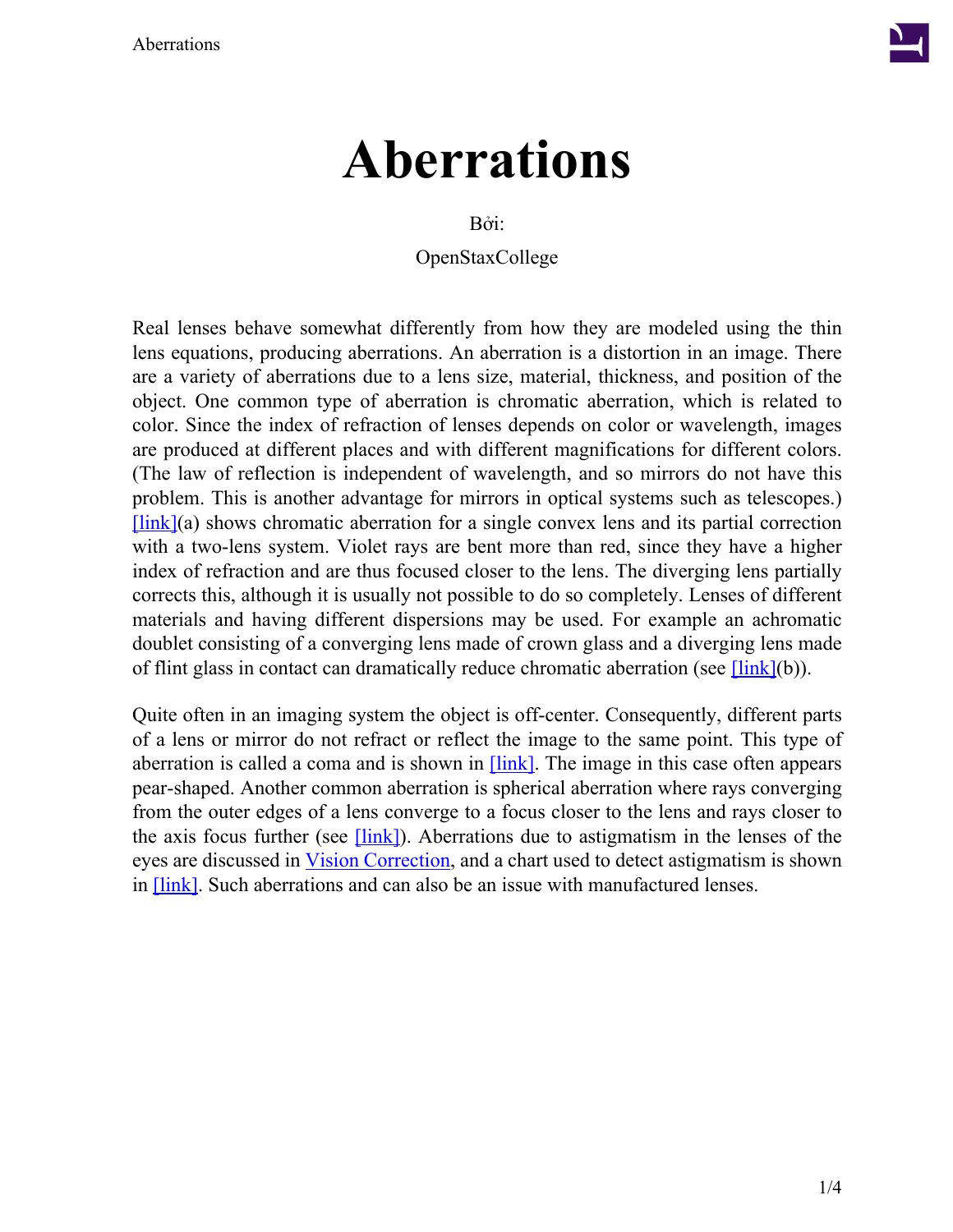# Aberrations

Bởi:

OpenStaxCollege

Real lenses behave somewhat differently from how they are modeled using the thin lens equations, producing aberrations. An aberration is a distortion in an image. There are a variety of aberrations due to a lens size, material, thickness, and position of the object. One common type of aberration is chromatic aberration, which is related to color. Since the index of refraction of lenses depends on color or wavelength, images are produced at different places and with different magnifications for different colors. (The law of reflection is independent of wavelength, and so mirrors do not have this problem. This is another advantage for mirrors in optical systems such as telescopes.) [link](a) shows chromatic aberration for a single convex lens and its partial correction with a two-lens system. Violet rays are bent more than red, since they have a higher index of refraction and are thus focused closer to the lens. The diverging lens partially corrects this, although it is usually not possible to do so completely. Lenses of different materials and having different dispersions may be used. For example an achromatic doublet consisting of a converging lens made of crown glass and a diverging lens made of flint glass in contact can dramatically reduce chromatic aberration (see [link](b)).

Quite often in an imaging system the object is off-center. Consequently, different parts of a lens or mirror do not refract or reflect the image to the same point. This type of aberration is called a coma and is shown in [link]. The image in this case often appears pear-shaped. Another common aberration is spherical aberration where rays converging from the outer edges of a lens converge to a focus closer to the lens and rays closer to the axis focus further (see [link]). Aberrations due to astigmatism in the lenses of the eyes are discussed in Vision Correction, and a chart used to detect astigmatism is shown in [link]. Such aberrations and can also be an issue with manufactured lenses.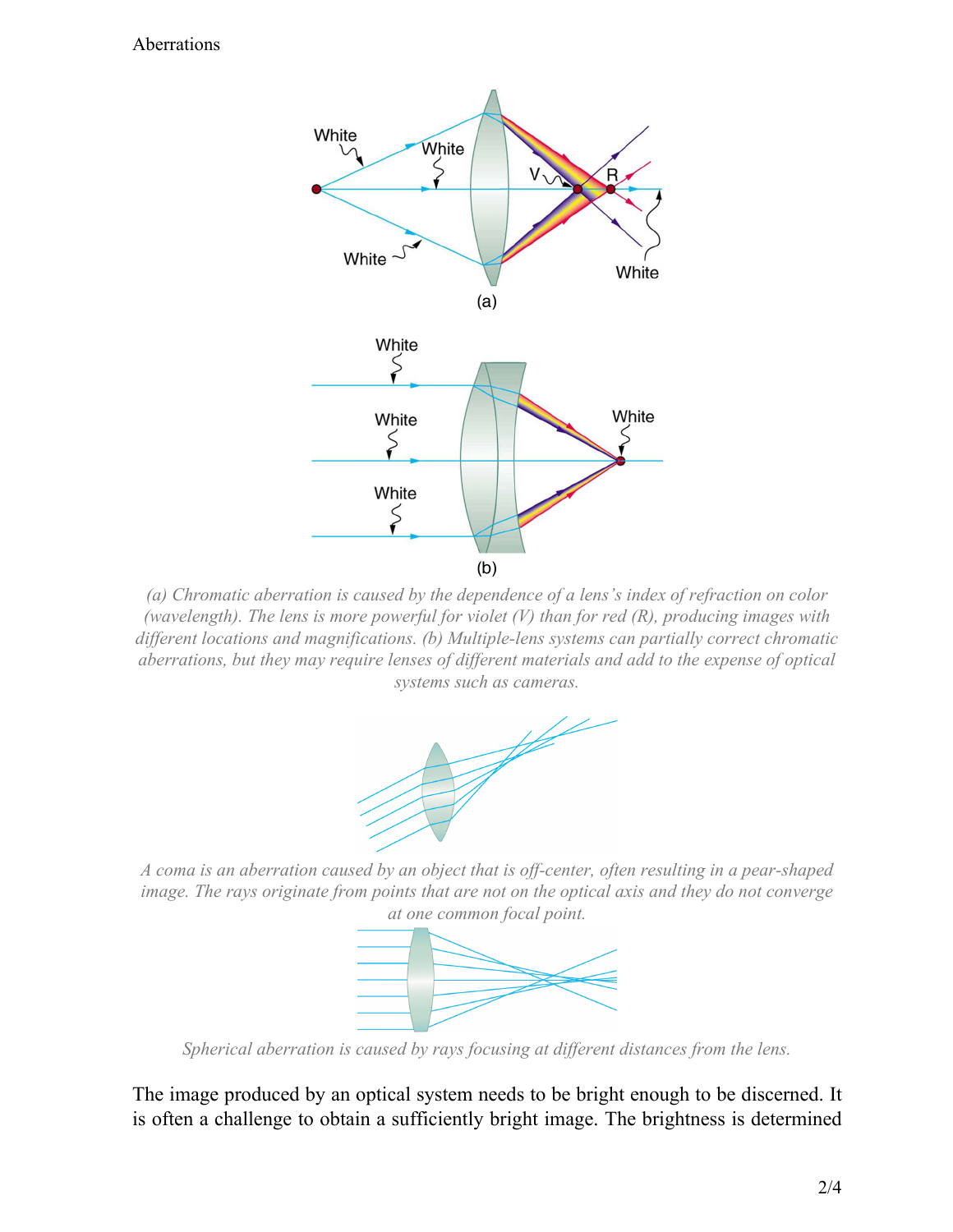(a) Chromatic aberration is caused by the dependence of a lens's index of refraction on color (wavelength). The lens is more powerful for violet (V) than for red (R), producing images with different locations and magnifications. (b) Multiple-lens systems can partially correct chromatic aberrations, but they may require lenses of different materials and add to the expense of optical systems such as cameras.

A coma is an aberration caused by an object that is off-center, often resulting in a pear-shaped image. The rays originate from points that are not on the optical axis and they do not converge at one common focal point.

Spherical aberration is caused by rays focusing at different distances from the lens.

The image produced by an optical system needs to be bright enough to be discerned. It is often a challenge to obtain a sufficiently bright image. The brightness is determined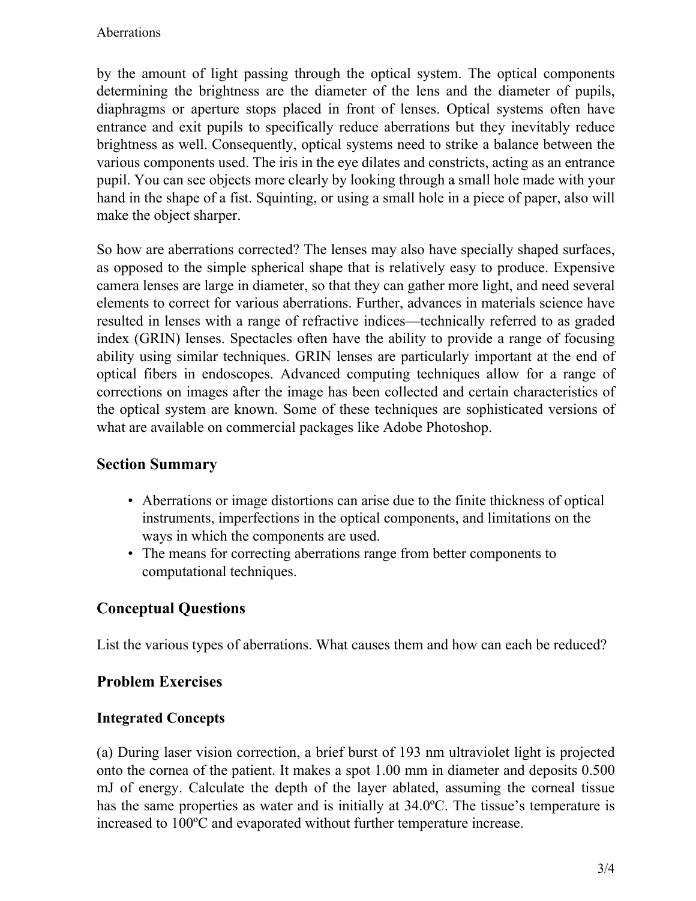by the amount of light passing through the optical system. The optical components determining the brightness are the diameter of the lens and the diameter of pupils, diaphragms or aperture stops placed in front of lenses. Optical systems often have entrance and exit pupils to specifically reduce aberrations but they inevitably reduce brightness as well. Consequently, optical systems need to strike a balance between the various components used. The iris in the eye dilates and constricts, acting as an entrance pupil. You can see objects more clearly by looking through a small hole made with your hand in the shape of a fist. Squinting, or using a small hole in a piece of paper, also will make the object sharper.

So how are aberrations corrected? The lenses may also have specially shaped surfaces, as opposed to the simple spherical shape that is relatively easy to produce. Expensive camera lenses are large in diameter, so that they can gather more light, and need several elements to correct for various aberrations. Further, advances in materials science have resulted in lenses with a range of refractive indices—technically referred to as graded index (GRIN) lenses. Spectacles often have the ability to provide a range of focusing ability using similar techniques. GRIN lenses are particularly important at the end of optical fibers in endoscopes. Advanced computing techniques allow for a range of corrections on images after the image has been collected and certain characteristics of the optical system are known. Some of these techniques are sophisticated versions of what are available on commercial packages like Adobe Photoshop.

## Section Summary

- Aberrations or image distortions can arise due to the finite thickness of optical instruments, imperfections in the optical components, and limitations on the ways in which the components are used.
- The means for correcting aberrations range from better components to computational techniques.

## Conceptual Questions

List the various types of aberrations. What causes them and how can each be reduced?

## Problem Exercises

### Integrated Concepts

(a) During laser vision correction, a brief burst of 193 nm ultraviolet light is projected onto the cornea of the patient. It makes a spot 1.00 mm in diameter and deposits 0.500 mJ of energy. Calculate the depth of the layer ablated, assuming the corneal tissue has the same properties as water and is initially at 34.0ºC. The tissue's temperature is increased to 100ºC and evaporated without further temperature increase.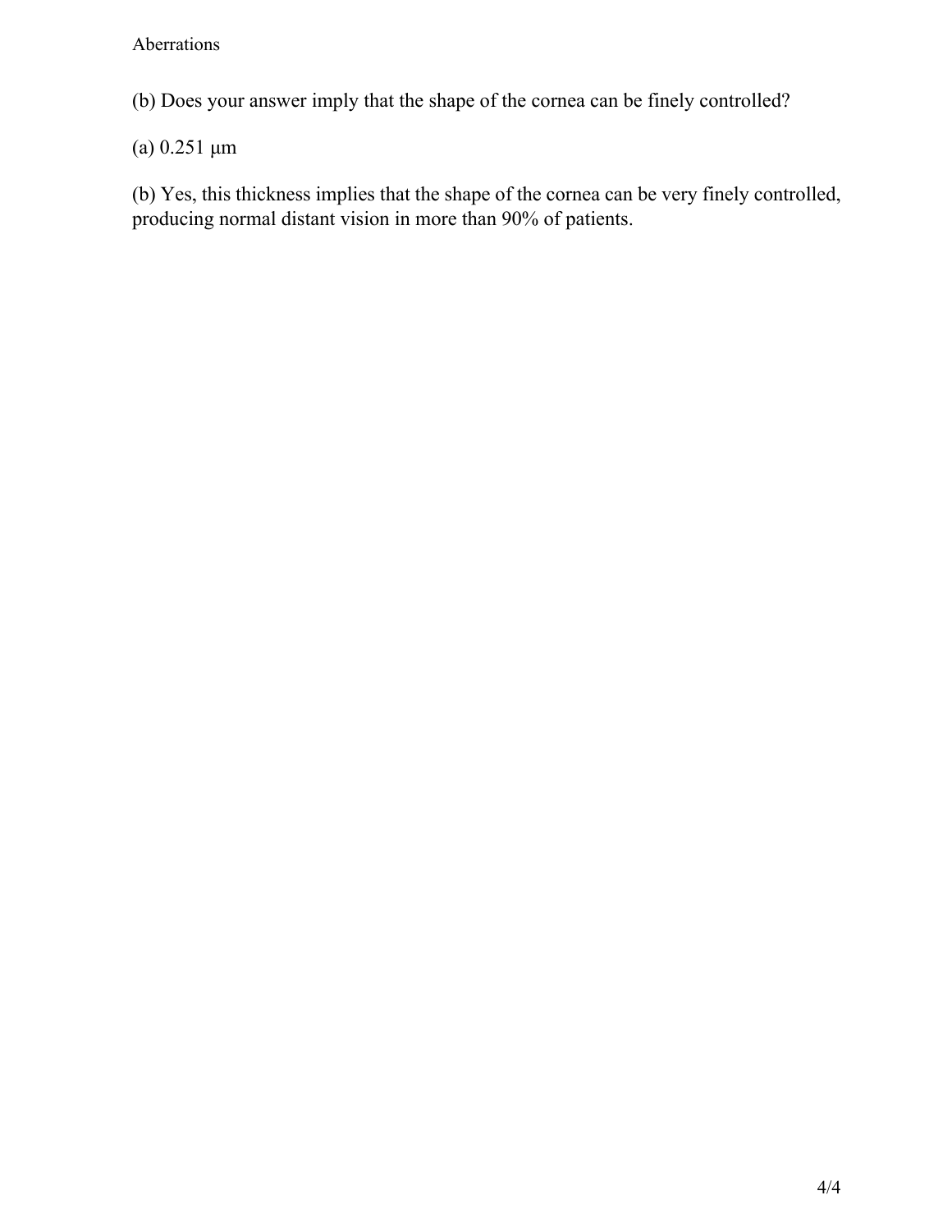(b) Does your answer imply that the shape of the cornea can be finely controlled?

(a) 0.251 μm

(b) Yes, this thickness implies that the shape of the cornea can be very finely controlled, producing normal distant vision in more than 90% of patients.